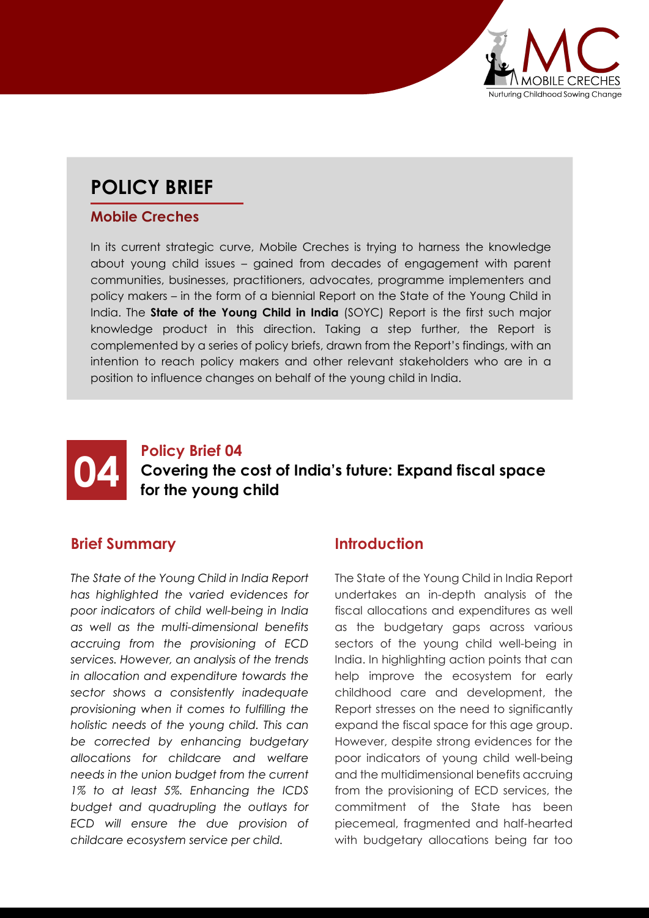# POLICY BRIEF

## Mobile Creches

In its current strategic curve, Mobile Creches is trying to harness the knowledge about young child issues – gained from decades of engagement with parent communities, businesses, practitioners, advocates, programme implementers and policy makers – in the form of a biennial Report on the State of the Young Child in India. The **State of the Young Child in India** (SOYC) Report is the first such major knowledge product in this direction. Taking a step further, the Report is complemented by a series of policy briefs, drawn from the Report's findings, with an intention to reach policy makers and other relevant stakeholders who are in a position to influence changes on behalf of the young child in India.

## 04 Policy Brief 04

## Covering the cost of India's future: Expand fiscal space for the young child

### Brief Summary

*The State of the Young Child in India Report has highlighted the varied evidences for poor indicators of child well-being in India as well as the multi-dimensional benefits accruing from the provisioning of ECD services. However, an analysis of the trends in allocation and expenditure towards the sector shows a consistently inadequate provisioning when it comes to fulfilling the holistic needs of the young child. This can be corrected by enhancing budgetary allocations for childcare and welfare needs in the union budget from the current 1% to at least 5%. Enhancing the ICDS budget and quadrupling the outlays for ECD will ensure the due provision of childcare ecosystem service per child.*

### Introduction

The State of the Young Child in India Report undertakes an in-depth analysis of the fiscal allocations and expenditures as well as the budgetary gaps across various sectors of the young child well-being in India. In highlighting action points that can help improve the ecosystem for early childhood care and development, the Report stresses on the need to significantly expand the fiscal space for this age group. However, despite strong evidences for the poor indicators of young child well-being and the multidimensional benefits accruing from the provisioning of ECD services, the commitment of the State has been piecemeal, fragmented and half-hearted with budgetary allocations being far too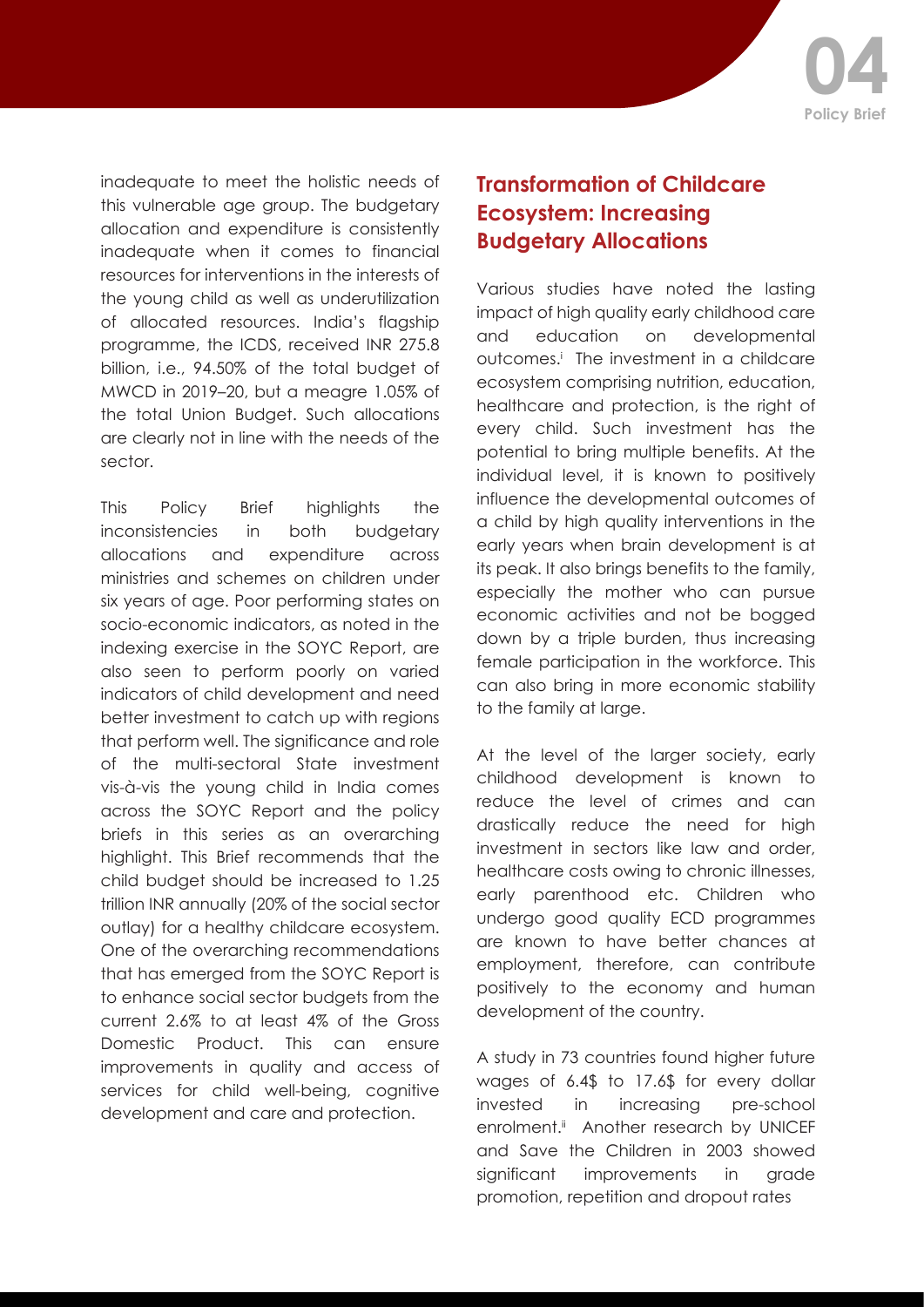inadequate to meet the holistic needs of this vulnerable age group. The budgetary allocation and expenditure is consistently inadequate when it comes to financial resources for interventions in the interests of the young child as well as underutilization of allocated resources. India's flagship programme, the ICDS, received INR 275.8 billion, i.e., 94.50% of the total budget of MWCD in 2019–20, but a meagre 1.05% of the total Union Budget. Such allocations are clearly not in line with the needs of the sector.

This Policy Brief highlights the inconsistencies in both budgetary allocations and expenditure across ministries and schemes on children under six years of age. Poor performing states on socio-economic indicators, as noted in the indexing exercise in the SOYC Report, are also seen to perform poorly on varied indicators of child development and need better investment to catch up with regions that perform well. The significance and role of the multi-sectoral State investment vis-à-vis the young child in India comes across the SOYC Report and the policy briefs in this series as an overarching highlight. This Brief recommends that the child budget should be increased to 1.25 trillion INR annually (20% of the social sector outlay) for a healthy childcare ecosystem. One of the overarching recommendations that has emerged from the SOYC Report is to enhance social sector budgets from the current 2.6% to at least 4% of the Gross Domestic Product. This can ensure improvements in quality and access of services for child well-being, cognitive development and care and protection.

## Transformation of Childcare Ecosystem: Increasing Budgetary Allocations

Various studies have noted the lasting impact of high quality early childhood care and education on developmental outcomes.[i] The investment in a childcare ecosystem comprising nutrition, education, healthcare and protection, is the right of every child. Such investment has the potential to bring multiple benefits. At the individual level, it is known to positively influence the developmental outcomes of a child by high quality interventions in the early years when brain development is at its peak. It also brings benefits to the family, especially the mother who can pursue economic activities and not be bogged down by a triple burden, thus increasing female participation in the workforce. This can also bring in more economic stability to the family at large.

At the level of the larger society, early childhood development is known to reduce the level of crimes and can drastically reduce the need for high investment in sectors like law and order, healthcare costs owing to chronic illnesses, early parenthood etc. Children who undergo good quality ECD programmes are known to have better chances at employment, therefore, can contribute positively to the economy and human development of the country.

A study in 73 countries found higher future wages of 6.4$ to 17.6$ for every dollar invested in increasing pre-school enrolment.[ii] Another research by UNICEF and Save the Children in 2003 showed significant improvements in grade promotion, repetition and dropout rates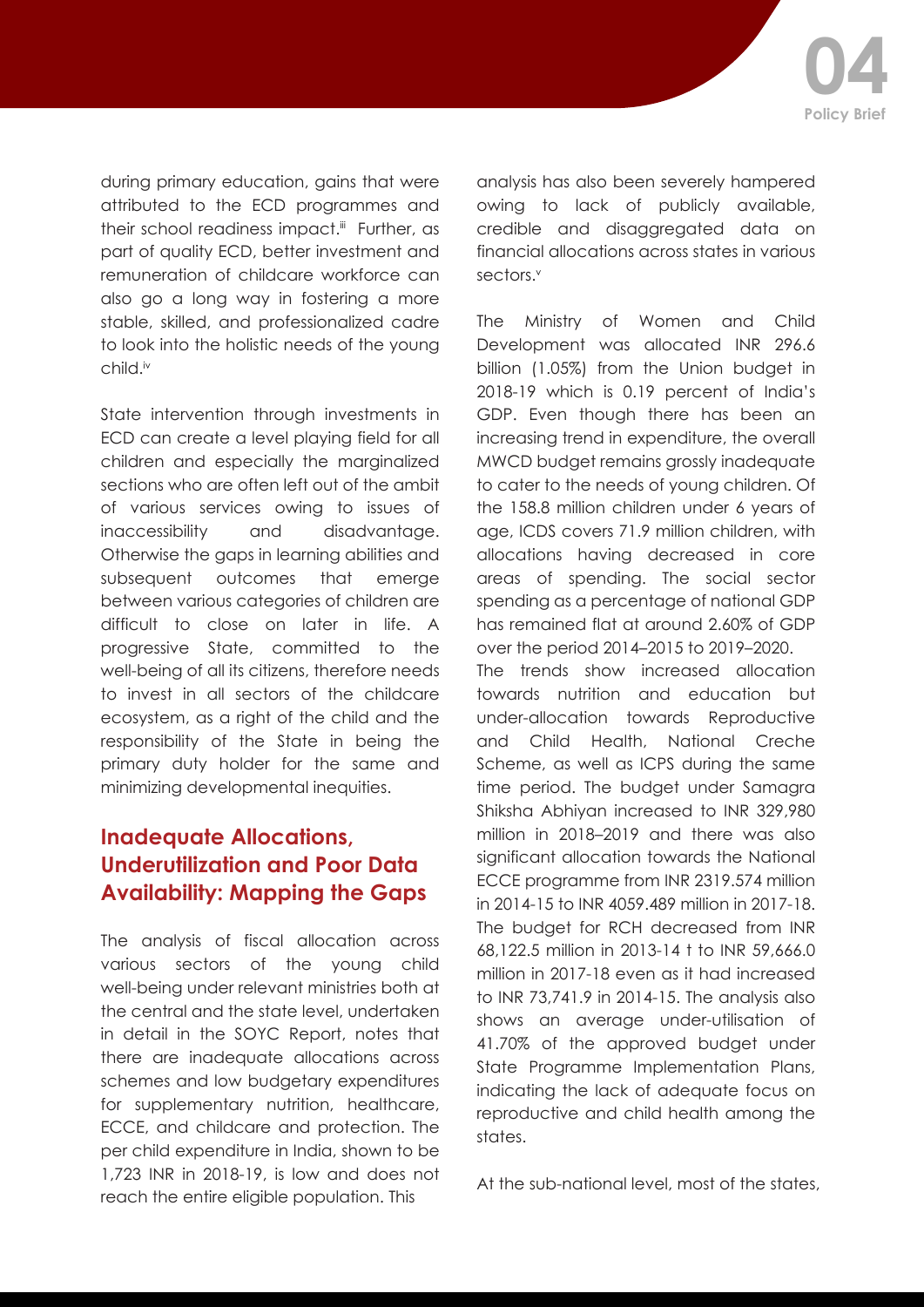during primary education, gains that were attributed to the ECD programmes and their school readiness impact.[iii] Further, as part of quality ECD, better investment and remuneration of childcare workforce can also go a long way in fostering a more stable, skilled, and professionalized cadre to look into the holistic needs of the young child.[iv]

State intervention through investments in ECD can create a level playing field for all children and especially the marginalized sections who are often left out of the ambit of various services owing to issues of inaccessibility and disadvantage. Otherwise the gaps in learning abilities and subsequent outcomes that emerge between various categories of children are difficult to close on later in life. A progressive State, committed to the well-being of all its citizens, therefore needs to invest in all sectors of the childcare ecosystem, as a right of the child and the responsibility of the State in being the primary duty holder for the same and minimizing developmental inequities.

## Inadequate Allocations, Underutilization and Poor Data Availability: Mapping the Gaps

The analysis of fiscal allocation across various sectors of the young child well-being under relevant ministries both at the central and the state level, undertaken in detail in the SOYC Report, notes that there are inadequate allocations across schemes and low budgetary expenditures for supplementary nutrition, healthcare, ECCE, and childcare and protection. The per child expenditure in India, shown to be 1,723 INR in 2018-19, is low and does not reach the entire eligible population. This analysis has also been severely hampered owing to lack of publicly available, credible and disaggregated data on financial allocations across states in various sectors.[v]

The Ministry of Women and Child Development was allocated INR 296.6 billion (1.05%) from the Union budget in 2018-19 which is 0.19 percent of India's GDP. Even though there has been an increasing trend in expenditure, the overall MWCD budget remains grossly inadequate to cater to the needs of young children. Of the 158.8 million children under 6 years of age, ICDS covers 71.9 million children, with allocations having decreased in core areas of spending. The social sector spending as a percentage of national GDP has remained flat at around 2.60% of GDP over the period 2014–2015 to 2019–2020.
The trends show increased allocation towards nutrition and education but under-allocation towards Reproductive and Child Health, National Creche Scheme, as well as ICPS during the same time period. The budget under Samagra Shiksha Abhiyan increased to INR 329,980 million in 2018–2019 and there was also significant allocation towards the National ECCE programme from INR 2319.574 million in 2014-15 to INR 4059.489 million in 2017-18. The budget for RCH decreased from INR 68,122.5 million in 2013-14 t to INR 59,666.0 million in 2017-18 even as it had increased to INR 73,741.9 in 2014-15. The analysis also shows an average under-utilisation of 41.70% of the approved budget under State Programme Implementation Plans, indicating the lack of adequate focus on reproductive and child health among the states.

At the sub-national level, most of the states,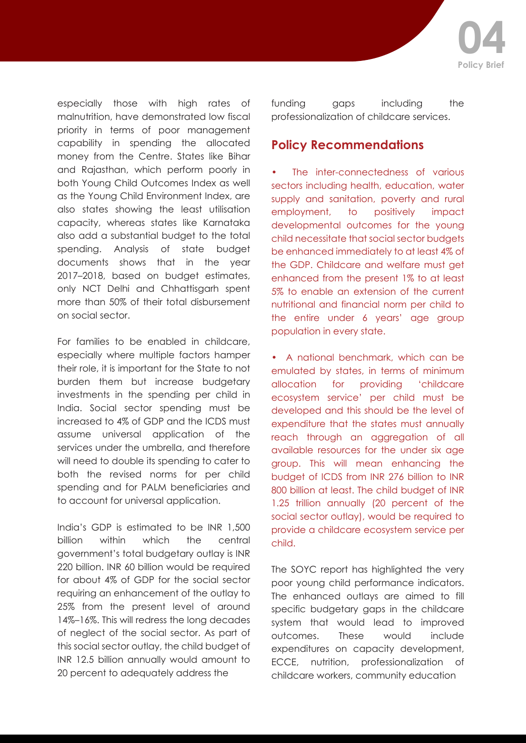especially those with high rates of malnutrition, have demonstrated low fiscal priority in terms of poor management capability in spending the allocated money from the Centre. States like Bihar and Rajasthan, which perform poorly in both Young Child Outcomes Index as well as the Young Child Environment Index, are also states showing the least utilisation capacity, whereas states like Karnataka also add a substantial budget to the total spending. Analysis of state budget documents shows that in the year 2017–2018, based on budget estimates, only NCT Delhi and Chhattisgarh spent more than 50% of their total disbursement on social sector.

For families to be enabled in childcare, especially where multiple factors hamper their role, it is important for the State to not burden them but increase budgetary investments in the spending per child in India. Social sector spending must be increased to 4% of GDP and the ICDS must assume universal application of the services under the umbrella, and therefore will need to double its spending to cater to both the revised norms for per child spending and for PALM beneficiaries and to account for universal application.

India's GDP is estimated to be INR 1,500 billion within which the central government's total budgetary outlay is INR 220 billion. INR 60 billion would be required for about 4% of GDP for the social sector requiring an enhancement of the outlay to 25% from the present level of around 14%–16%. This will redress the long decades of neglect of the social sector. As part of this social sector outlay, the child budget of INR 12.5 billion annually would amount to 20 percent to adequately address the funding gaps including the professionalization of childcare services.

## Policy Recommendations

- The inter-connectedness of various sectors including health, education, water supply and sanitation, poverty and rural employment, to positively impact developmental outcomes for the young child necessitate that social sector budgets be enhanced immediately to at least 4% of the GDP. Childcare and welfare must get enhanced from the present 1% to at least 5% to enable an extension of the current nutritional and financial norm per child to the entire under 6 years' age group population in every state.

- A national benchmark, which can be emulated by states, in terms of minimum allocation for providing 'childcare ecosystem service' per child must be developed and this should be the level of expenditure that the states must annually reach through an aggregation of all available resources for the under six age group. This will mean enhancing the budget of ICDS from INR 276 billion to INR 800 billion at least. The child budget of INR 1.25 trillion annually (20 percent of the social sector outlay), would be required to provide a childcare ecosystem service per child.

The SOYC report has highlighted the very poor young child performance indicators. The enhanced outlays are aimed to fill specific budgetary gaps in the childcare system that would lead to improved outcomes. These would include expenditures on capacity development, ECCE, nutrition, professionalization of childcare workers, community education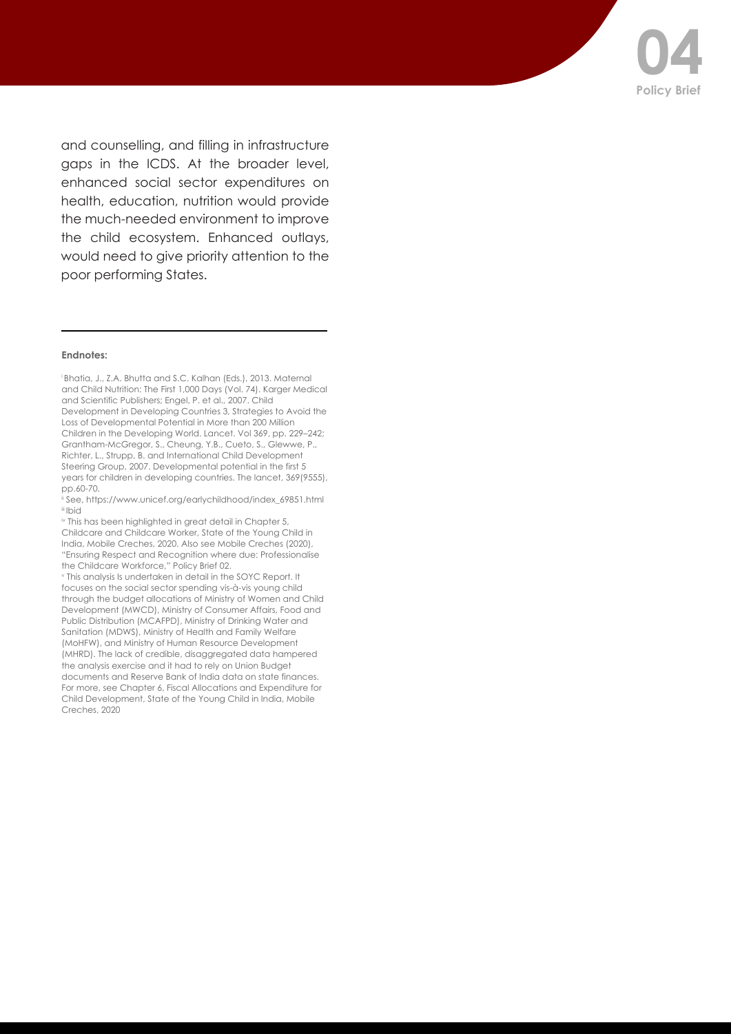and counselling, and filling in infrastructure gaps in the ICDS. At the broader level, enhanced social sector expenditures on health, education, nutrition would provide the much-needed environment to improve the child ecosystem. Enhanced outlays, would need to give priority attention to the poor performing States.

---

**Endnotes:**

[i] Bhatia, J., Z.A. Bhutta and S.C. Kalhan (Eds.), 2013. Maternal and Child Nutrition: The First 1,000 Days (Vol. 74). Karger Medical and Scientific Publishers; Engel, P. et al., 2007. Child Development in Developing Countries 3, Strategies to Avoid the Loss of Developmental Potential in More than 200 Million Children in the Developing World. Lancet. Vol 369, pp. 229–242; Grantham-McGregor, S., Cheung, Y.B., Cueto, S., Glewwe, P., Richter, L., Strupp, B. and International Child Development Steering Group, 2007. Developmental potential in the first 5 years for children in developing countries. The lancet, 369(9555), pp.60-70.

[ii] See, https://www.unicef.org/earlychildhood/index_69851.html

[iii] Ibid

[iv] This has been highlighted in great detail in Chapter 5, Childcare and Childcare Worker, State of the Young Child in India, Mobile Creches, 2020. Also see Mobile Creches (2020), "Ensuring Respect and Recognition where due: Professionalise the Childcare Workforce," Policy Brief 02.

[v] This analysis Is undertaken in detail in the SOYC Report. It focuses on the social sector spending vis-à-vis young child through the budget allocations of Ministry of Women and Child Development (MWCD), Ministry of Consumer Affairs, Food and Public Distribution (MCAFPD), Ministry of Drinking Water and Sanitation (MDWS), Ministry of Health and Family Welfare (MoHFW), and Ministry of Human Resource Development (MHRD). The lack of credible, disaggregated data hampered the analysis exercise and it had to rely on Union Budget documents and Reserve Bank of India data on state finances. For more, see Chapter 6, Fiscal Allocations and Expenditure for Child Development, State of the Young Child in India, Mobile Creches, 2020